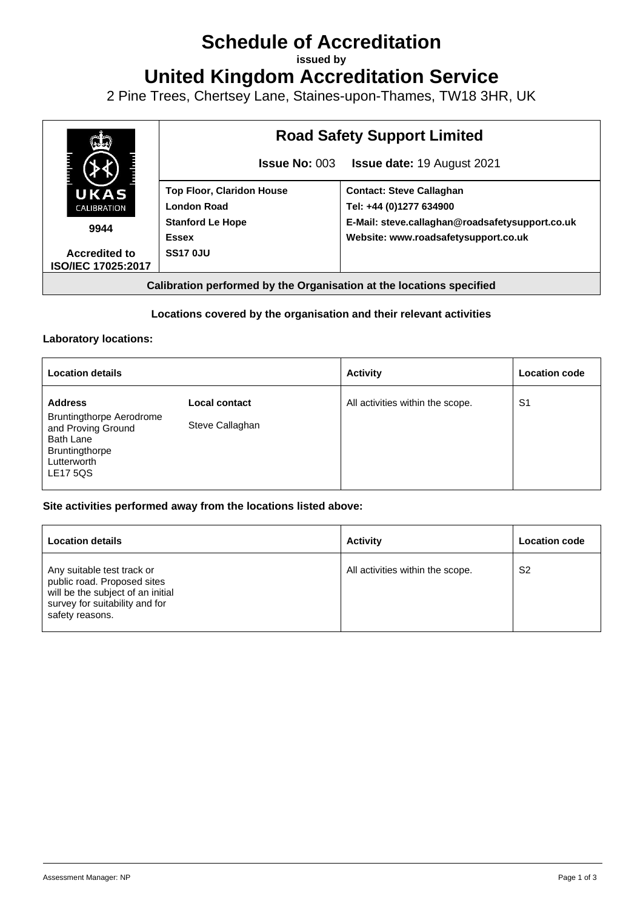# Schedule of Accreditation

**issued by**

# United Kingdom Accreditation Service

2 Pine Trees, Chertsey Lane, Staines-upon-Thames, TW18 3HR, UK

| UKAS CALIBRATION 9944 Accredited to ISO/IEC 17025:2017 | **Road Safety Support Limited** | |
|---|---|---|
| | **Issue No:** 003 | **Issue date:** 19 August 2021 |
| | **Top Floor, Claridon House**<br>**London Road**<br>**Stanford Le Hope**<br>**Essex**<br>**SS17 0JU** | **Contact: Steve Callaghan**<br>**Tel: +44 (0)1277 634900**<br>**E-Mail: steve.callaghan@roadsafetysupport.co.uk**<br>**Website: www.roadsafetysupport.co.uk** |

**Calibration performed by the Organisation at the locations specified**

**Locations covered by the organisation and their relevant activities**

**Laboratory locations:**

| Location details | | Activity | Location code |
|---|---|---|---|
| **Address**<br>Bruntingthorpe Aerodrome and Proving Ground<br>Bath Lane<br>Bruntingthorpe<br>Lutterworth<br>LE17 5QS | **Local contact**<br>Steve Callaghan | All activities within the scope. | S1 |

**Site activities performed away from the locations listed above:**

| Location details | Activity | Location code |
|---|---|---|
| Any suitable test track or public road. Proposed sites will be the subject of an initial survey for suitability and for safety reasons. | All activities within the scope. | S2 |

Assessment Manager: NP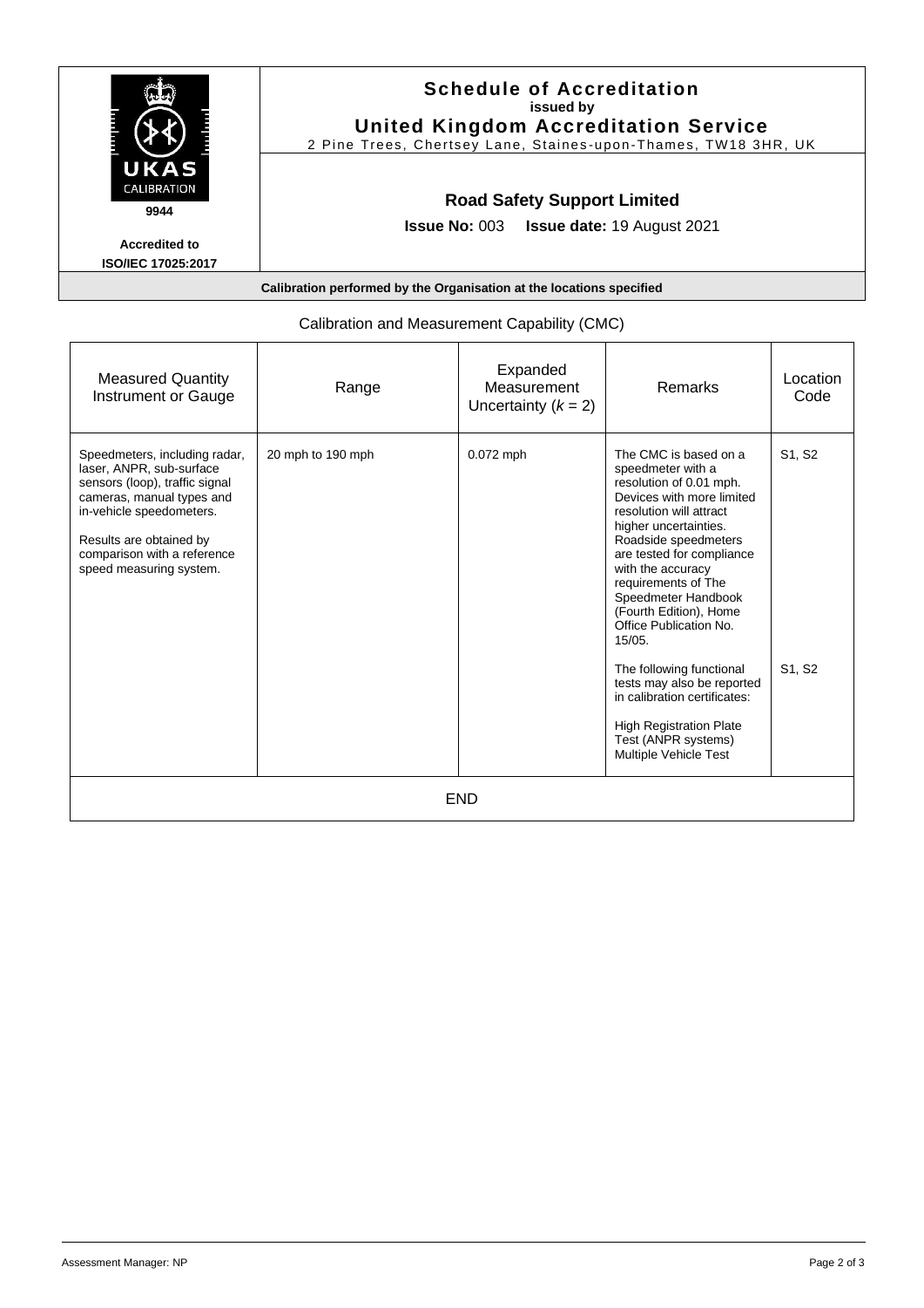# Schedule of Accreditation
**issued by**
## United Kingdom Accreditation Service
2 Pine Trees, Chertsey Lane, Staines-upon-Thames, TW18 3HR, UK

UKAS CALIBRATION

**9944**

**Accredited to ISO/IEC 17025:2017**

## Road Safety Support Limited

**Issue No:** 003 **Issue date:** 19 August 2021

**Calibration performed by the Organisation at the locations specified**

Calibration and Measurement Capability (CMC)

| Measured Quantity Instrument or Gauge | Range | Expanded Measurement Uncertainty ($k = 2$) | Remarks | Location Code |
|---|---|---|---|---|
| Speedmeters, including radar, laser, ANPR, sub-surface sensors (loop), traffic signal cameras, manual types and in-vehicle speedometers.<br><br>Results are obtained by comparison with a reference speed measuring system. | 20 mph to 190 mph | 0.072 mph | The CMC is based on a speedmeter with a resolution of 0.01 mph. Devices with more limited resolution will attract higher uncertainties. Roadside speedmeters are tested for compliance with the accuracy requirements of The Speedmeter Handbook (Fourth Edition), Home Office Publication No. 15/05. | S1, S2 |
| | | | The following functional tests may also be reported in calibration certificates:<br><br>High Registration Plate Test (ANPR systems)<br>Multiple Vehicle Test | S1, S2 |
| END | | | | |

Assessment Manager: NP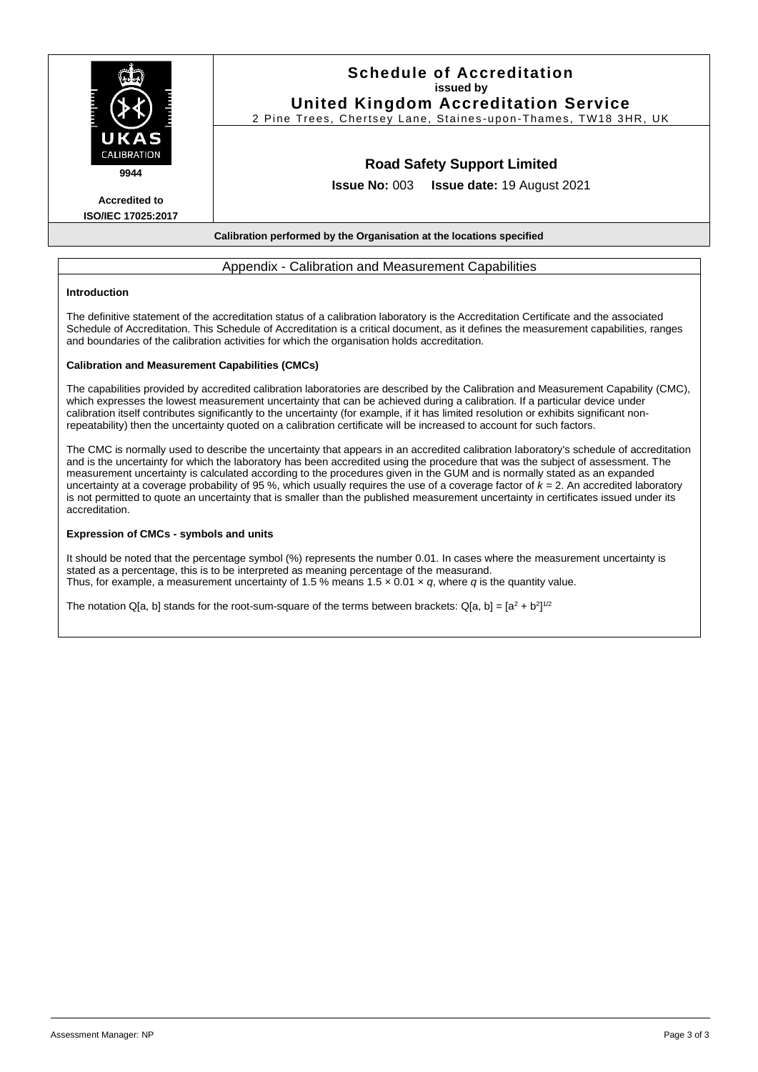# Schedule of Accreditation

**issued by**

## United Kingdom Accreditation Service

2 Pine Trees, Chertsey Lane, Staines-upon-Thames, TW18 3HR, UK

UKAS CALIBRATION

**9944**

**Accredited to ISO/IEC 17025:2017**

### Road Safety Support Limited

**Issue No:** 003 **Issue date:** 19 August 2021

**Calibration performed by the Organisation at the locations specified**

## Appendix - Calibration and Measurement Capabilities

**Introduction**

The definitive statement of the accreditation status of a calibration laboratory is the Accreditation Certificate and the associated Schedule of Accreditation. This Schedule of Accreditation is a critical document, as it defines the measurement capabilities, ranges and boundaries of the calibration activities for which the organisation holds accreditation.

**Calibration and Measurement Capabilities (CMCs)**

The capabilities provided by accredited calibration laboratories are described by the Calibration and Measurement Capability (CMC), which expresses the lowest measurement uncertainty that can be achieved during a calibration. If a particular device under calibration itself contributes significantly to the uncertainty (for example, if it has limited resolution or exhibits significant non-repeatability) then the uncertainty quoted on a calibration certificate will be increased to account for such factors.

The CMC is normally used to describe the uncertainty that appears in an accredited calibration laboratory's schedule of accreditation and is the uncertainty for which the laboratory has been accredited using the procedure that was the subject of assessment. The measurement uncertainty is calculated according to the procedures given in the GUM and is normally stated as an expanded uncertainty at a coverage probability of 95 %, which usually requires the use of a coverage factor of $k = 2$. An accredited laboratory is not permitted to quote an uncertainty that is smaller than the published measurement uncertainty in certificates issued under its accreditation.

**Expression of CMCs - symbols and units**

It should be noted that the percentage symbol (%) represents the number 0.01. In cases where the measurement uncertainty is stated as a percentage, this is to be interpreted as meaning percentage of the measurand.
Thus, for example, a measurement uncertainty of 1.5 % means $1.5 \times 0.01 \times q$, where $q$ is the quantity value.

The notation Q[a, b] stands for the root-sum-square of the terms between brackets: $Q[a, b] = [a^2 + b^2]^{1/2}$

Assessment Manager: NP